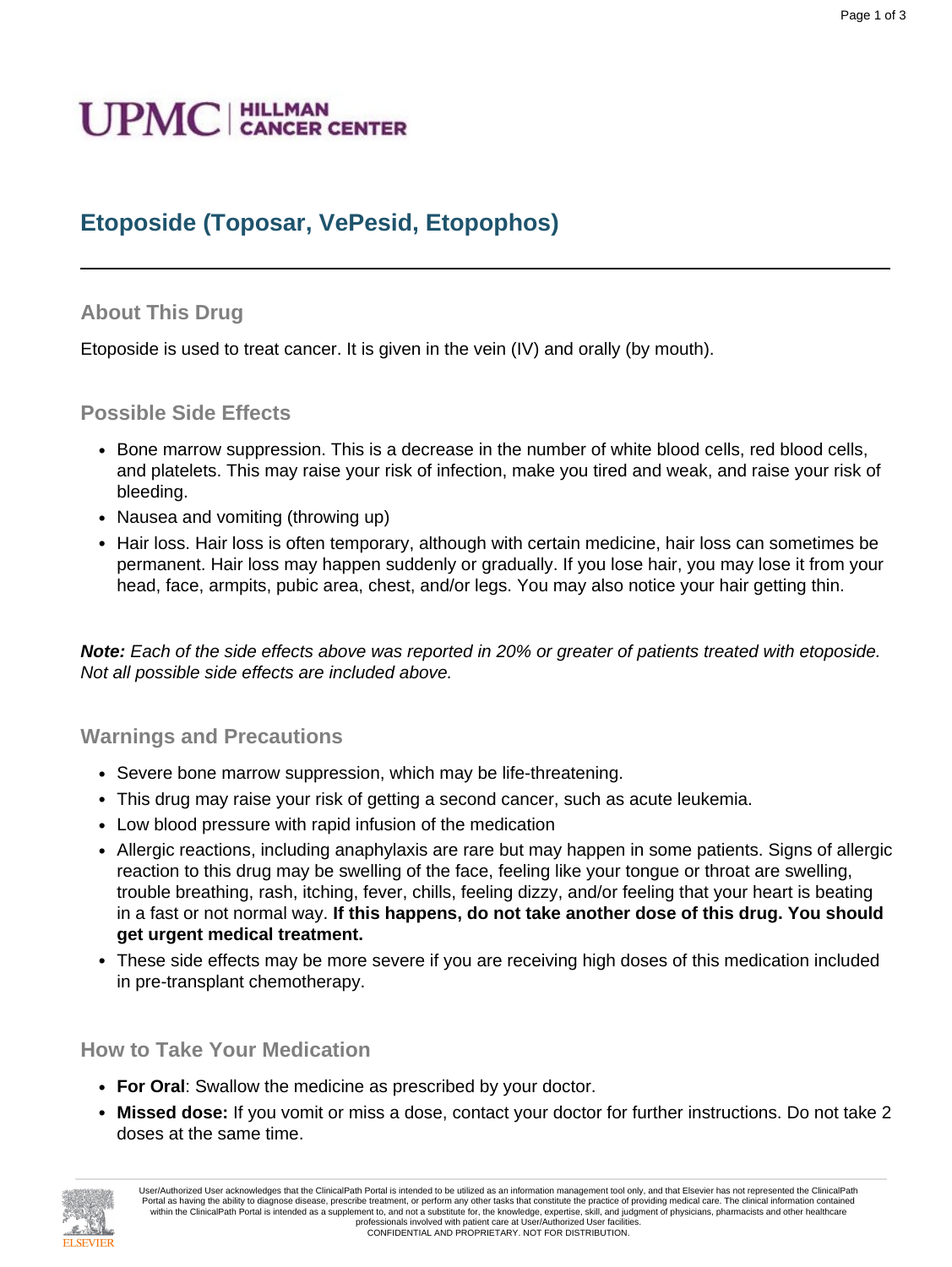UPMC | HILLMAN CANCER CENTER

# Etoposide (Toposar, VePesid, Etopophos)

## About This Drug

Etoposide is used to treat cancer. It is given in the vein (IV) and orally (by mouth).

## Possible Side Effects

- Bone marrow suppression. This is a decrease in the number of white blood cells, red blood cells, and platelets. This may raise your risk of infection, make you tired and weak, and raise your risk of bleeding.
- Nausea and vomiting (throwing up)
- Hair loss. Hair loss is often temporary, although with certain medicine, hair loss can sometimes be permanent. Hair loss may happen suddenly or gradually. If you lose hair, you may lose it from your head, face, armpits, pubic area, chest, and/or legs. You may also notice your hair getting thin.

***Note:*** *Each of the side effects above was reported in 20% or greater of patients treated with etoposide. Not all possible side effects are included above.*

## Warnings and Precautions

- Severe bone marrow suppression, which may be life-threatening.
- This drug may raise your risk of getting a second cancer, such as acute leukemia.
- Low blood pressure with rapid infusion of the medication
- Allergic reactions, including anaphylaxis are rare but may happen in some patients. Signs of allergic reaction to this drug may be swelling of the face, feeling like your tongue or throat are swelling, trouble breathing, rash, itching, fever, chills, feeling dizzy, and/or feeling that your heart is beating in a fast or not normal way. **If this happens, do not take another dose of this drug. You should get urgent medical treatment.**
- These side effects may be more severe if you are receiving high doses of this medication included in pre-transplant chemotherapy.

## How to Take Your Medication

- **For Oral**: Swallow the medicine as prescribed by your doctor.
- **Missed dose:** If you vomit or miss a dose, contact your doctor for further instructions. Do not take 2 doses at the same time.

User/Authorized User acknowledges that the ClinicalPath Portal is intended to be utilized as an information management tool only, and that Elsevier has not represented the ClinicalPath Portal as having the ability to diagnose disease, prescribe treatment, or perform any other tasks that constitute the practice of providing medical care. The clinical information contained within the ClinicalPath Portal is intended as a supplement to, and not a substitute for, the knowledge, expertise, skill, and judgment of physicians, pharmacists and other healthcare professionals involved with patient care at User/Authorized User facilities.
CONFIDENTIAL AND PROPRIETARY. NOT FOR DISTRIBUTION.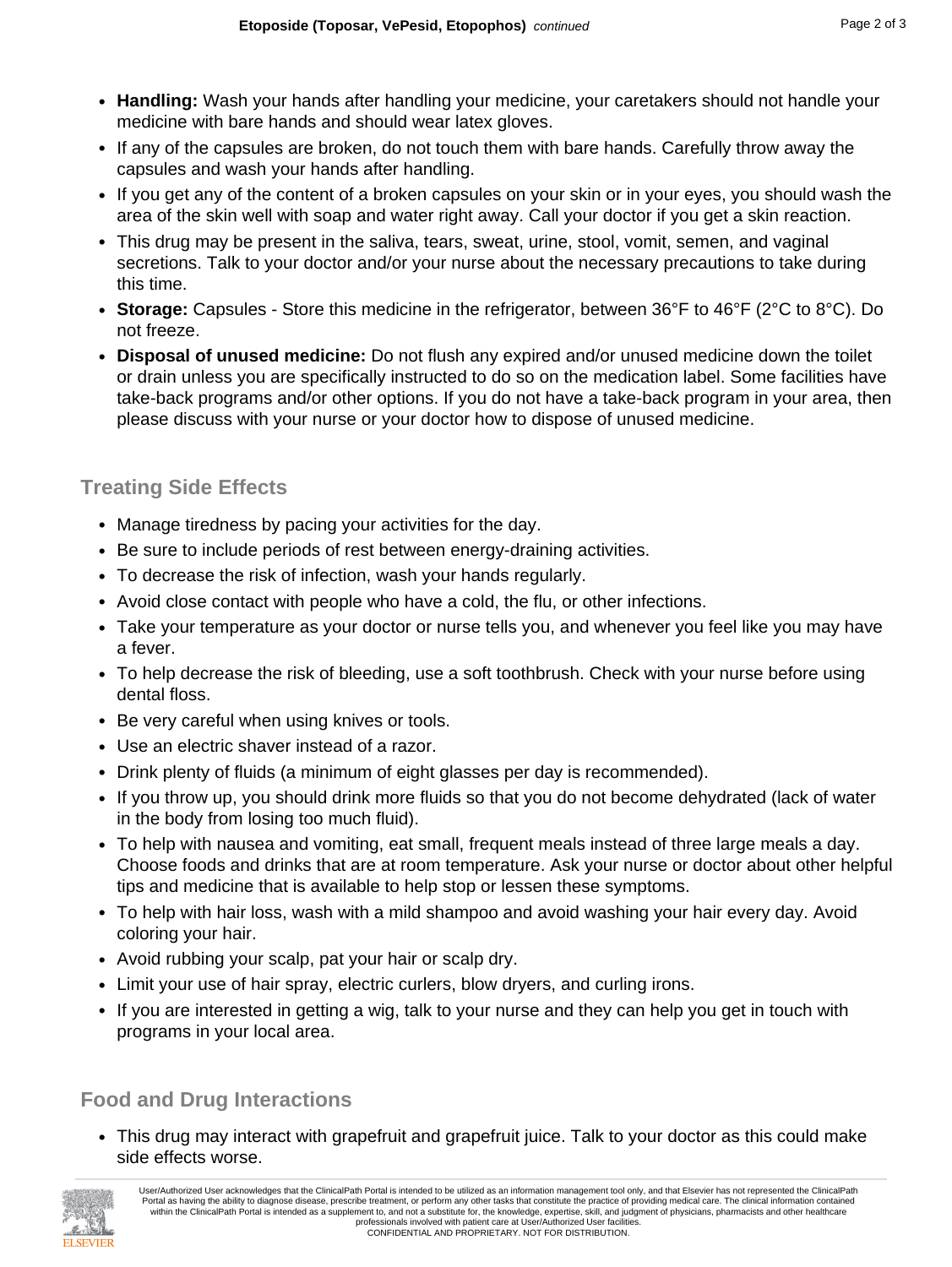- **Handling:** Wash your hands after handling your medicine, your caretakers should not handle your medicine with bare hands and should wear latex gloves.
- If any of the capsules are broken, do not touch them with bare hands. Carefully throw away the capsules and wash your hands after handling.
- If you get any of the content of a broken capsules on your skin or in your eyes, you should wash the area of the skin well with soap and water right away. Call your doctor if you get a skin reaction.
- This drug may be present in the saliva, tears, sweat, urine, stool, vomit, semen, and vaginal secretions. Talk to your doctor and/or your nurse about the necessary precautions to take during this time.
- **Storage:** Capsules - Store this medicine in the refrigerator, between 36°F to 46°F (2°C to 8°C). Do not freeze.
- **Disposal of unused medicine:** Do not flush any expired and/or unused medicine down the toilet or drain unless you are specifically instructed to do so on the medication label. Some facilities have take-back programs and/or other options. If you do not have a take-back program in your area, then please discuss with your nurse or your doctor how to dispose of unused medicine.

## Treating Side Effects

- Manage tiredness by pacing your activities for the day.
- Be sure to include periods of rest between energy-draining activities.
- To decrease the risk of infection, wash your hands regularly.
- Avoid close contact with people who have a cold, the flu, or other infections.
- Take your temperature as your doctor or nurse tells you, and whenever you feel like you may have a fever.
- To help decrease the risk of bleeding, use a soft toothbrush. Check with your nurse before using dental floss.
- Be very careful when using knives or tools.
- Use an electric shaver instead of a razor.
- Drink plenty of fluids (a minimum of eight glasses per day is recommended).
- If you throw up, you should drink more fluids so that you do not become dehydrated (lack of water in the body from losing too much fluid).
- To help with nausea and vomiting, eat small, frequent meals instead of three large meals a day. Choose foods and drinks that are at room temperature. Ask your nurse or doctor about other helpful tips and medicine that is available to help stop or lessen these symptoms.
- To help with hair loss, wash with a mild shampoo and avoid washing your hair every day. Avoid coloring your hair.
- Avoid rubbing your scalp, pat your hair or scalp dry.
- Limit your use of hair spray, electric curlers, blow dryers, and curling irons.
- If you are interested in getting a wig, talk to your nurse and they can help you get in touch with programs in your local area.

## Food and Drug Interactions

- This drug may interact with grapefruit and grapefruit juice. Talk to your doctor as this could make side effects worse.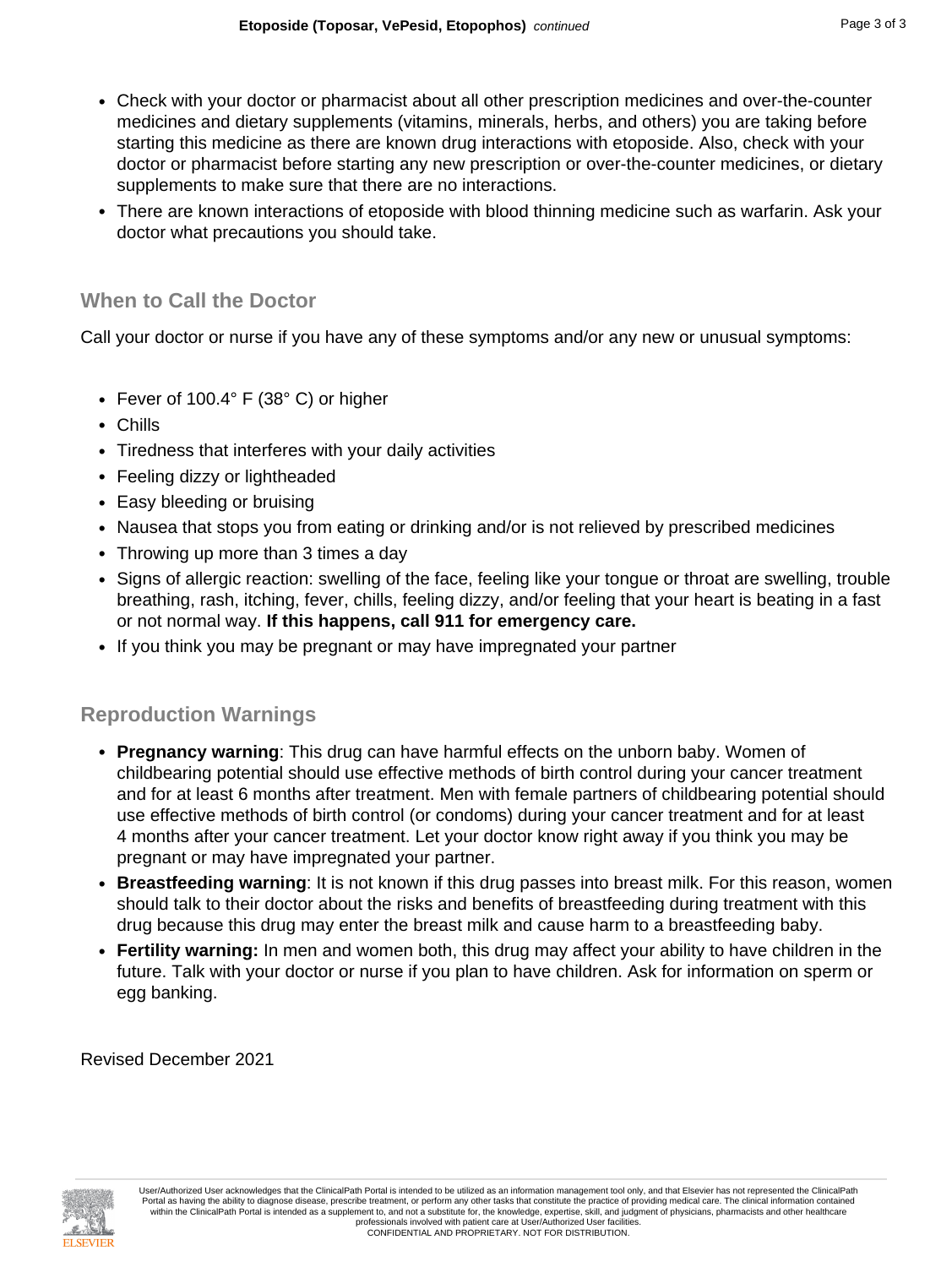- Check with your doctor or pharmacist about all other prescription medicines and over-the-counter medicines and dietary supplements (vitamins, minerals, herbs, and others) you are taking before starting this medicine as there are known drug interactions with etoposide. Also, check with your doctor or pharmacist before starting any new prescription or over-the-counter medicines, or dietary supplements to make sure that there are no interactions.
- There are known interactions of etoposide with blood thinning medicine such as warfarin. Ask your doctor what precautions you should take.

## When to Call the Doctor

Call your doctor or nurse if you have any of these symptoms and/or any new or unusual symptoms:

- Fever of 100.4° F (38° C) or higher
- Chills
- Tiredness that interferes with your daily activities
- Feeling dizzy or lightheaded
- Easy bleeding or bruising
- Nausea that stops you from eating or drinking and/or is not relieved by prescribed medicines
- Throwing up more than 3 times a day
- Signs of allergic reaction: swelling of the face, feeling like your tongue or throat are swelling, trouble breathing, rash, itching, fever, chills, feeling dizzy, and/or feeling that your heart is beating in a fast or not normal way. **If this happens, call 911 for emergency care.**
- If you think you may be pregnant or may have impregnated your partner

## Reproduction Warnings

- **Pregnancy warning**: This drug can have harmful effects on the unborn baby. Women of childbearing potential should use effective methods of birth control during your cancer treatment and for at least 6 months after treatment. Men with female partners of childbearing potential should use effective methods of birth control (or condoms) during your cancer treatment and for at least 4 months after your cancer treatment. Let your doctor know right away if you think you may be pregnant or may have impregnated your partner.
- **Breastfeeding warning**: It is not known if this drug passes into breast milk. For this reason, women should talk to their doctor about the risks and benefits of breastfeeding during treatment with this drug because this drug may enter the breast milk and cause harm to a breastfeeding baby.
- **Fertility warning:** In men and women both, this drug may affect your ability to have children in the future. Talk with your doctor or nurse if you plan to have children. Ask for information on sperm or egg banking.

Revised December 2021